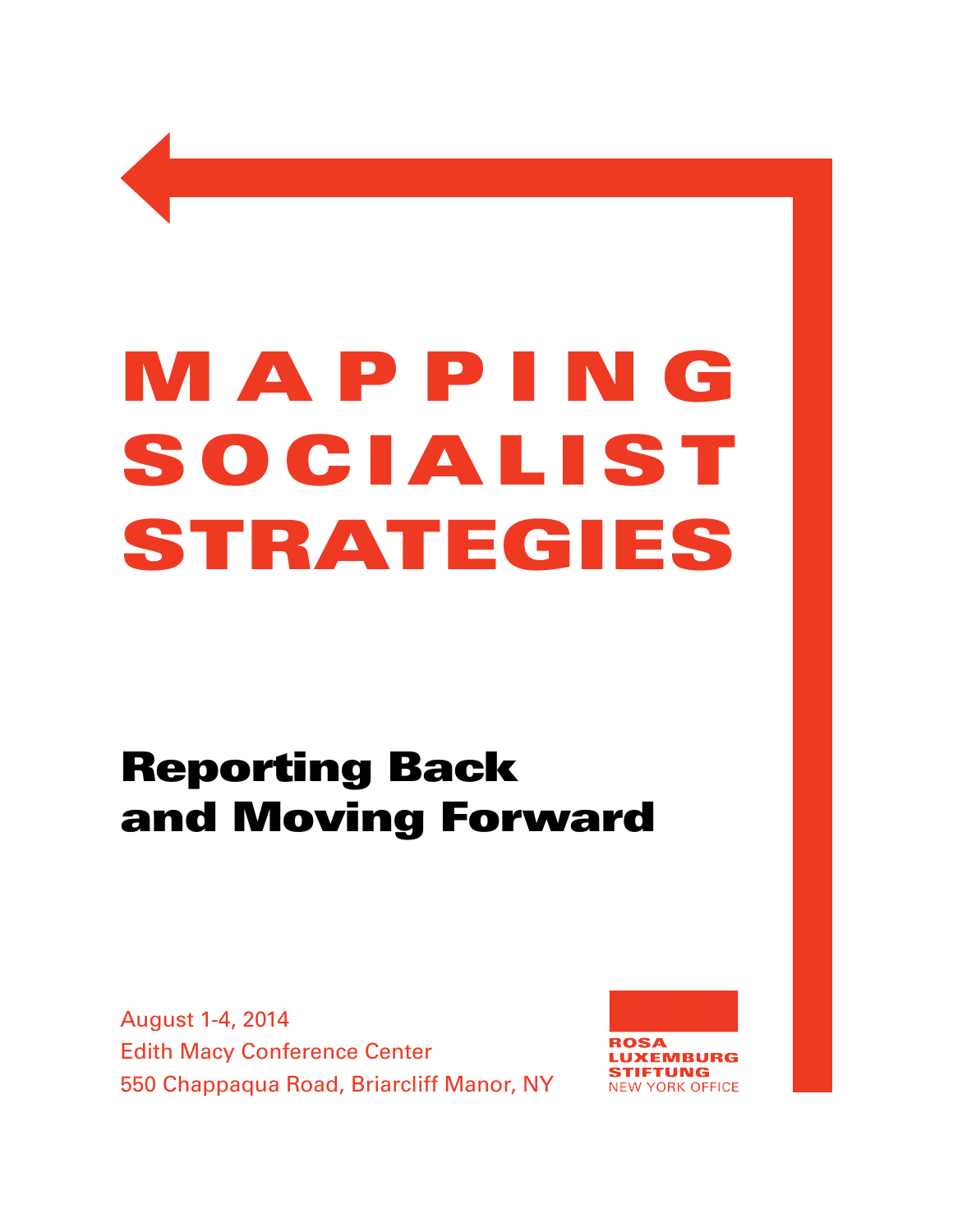# MAPPING SOCIALIST STRATEGIES

## Reporting Back and Moving Forward

August 1-4, 2014
Edith Macy Conference Center
550 Chappaqua Road, Briarcliff Manor, NY

ROSA LUXEMBURG STIFTUNG
NEW YORK OFFICE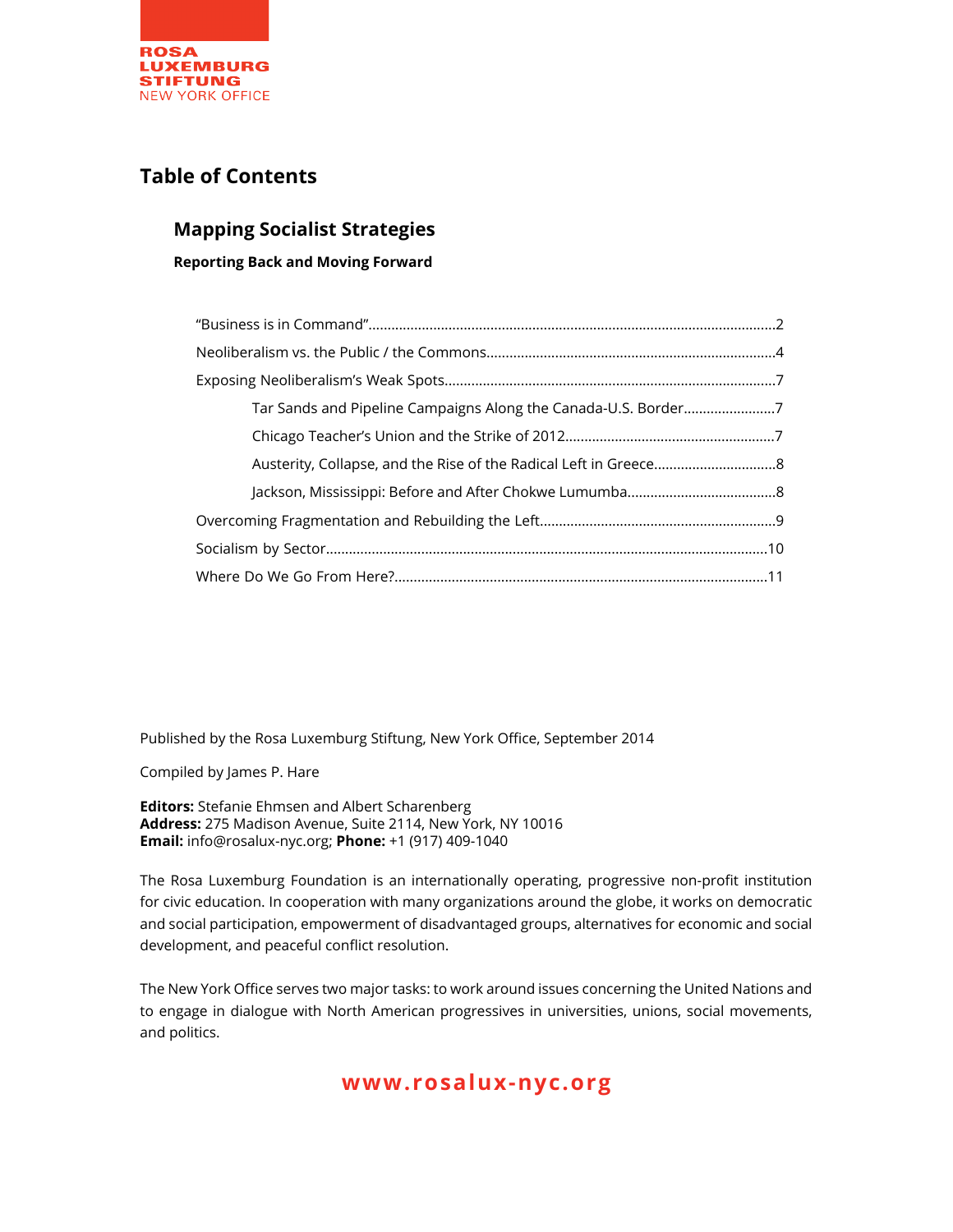ROSA LUXEMBURG STIFTUNG
NEW YORK OFFICE

# Table of Contents

## Mapping Socialist Strategies

**Reporting Back and Moving Forward**

- "Business is in Command"..........2
- Neoliberalism vs. the Public / the Commons..........4
- Exposing Neoliberalism's Weak Spots..........7
  - Tar Sands and Pipeline Campaigns Along the Canada-U.S. Border..........7
  - Chicago Teacher's Union and the Strike of 2012..........7
  - Austerity, Collapse, and the Rise of the Radical Left in Greece..........8
  - Jackson, Mississippi: Before and After Chokwe Lumumba..........8
- Overcoming Fragmentation and Rebuilding the Left..........9
- Socialism by Sector..........10
- Where Do We Go From Here?..........11

Published by the Rosa Luxemburg Stiftung, New York Office, September 2014

Compiled by James P. Hare

**Editors:** Stefanie Ehmsen and Albert Scharenberg
**Address:** 275 Madison Avenue, Suite 2114, New York, NY 10016
**Email:** info@rosalux-nyc.org; **Phone:** +1 (917) 409-1040

The Rosa Luxemburg Foundation is an internationally operating, progressive non-profit institution for civic education. In cooperation with many organizations around the globe, it works on democratic and social participation, empowerment of disadvantaged groups, alternatives for economic and social development, and peaceful conflict resolution.

The New York Office serves two major tasks: to work around issues concerning the United Nations and to engage in dialogue with North American progressives in universities, unions, social movements, and politics.

**www.rosalux-nyc.org**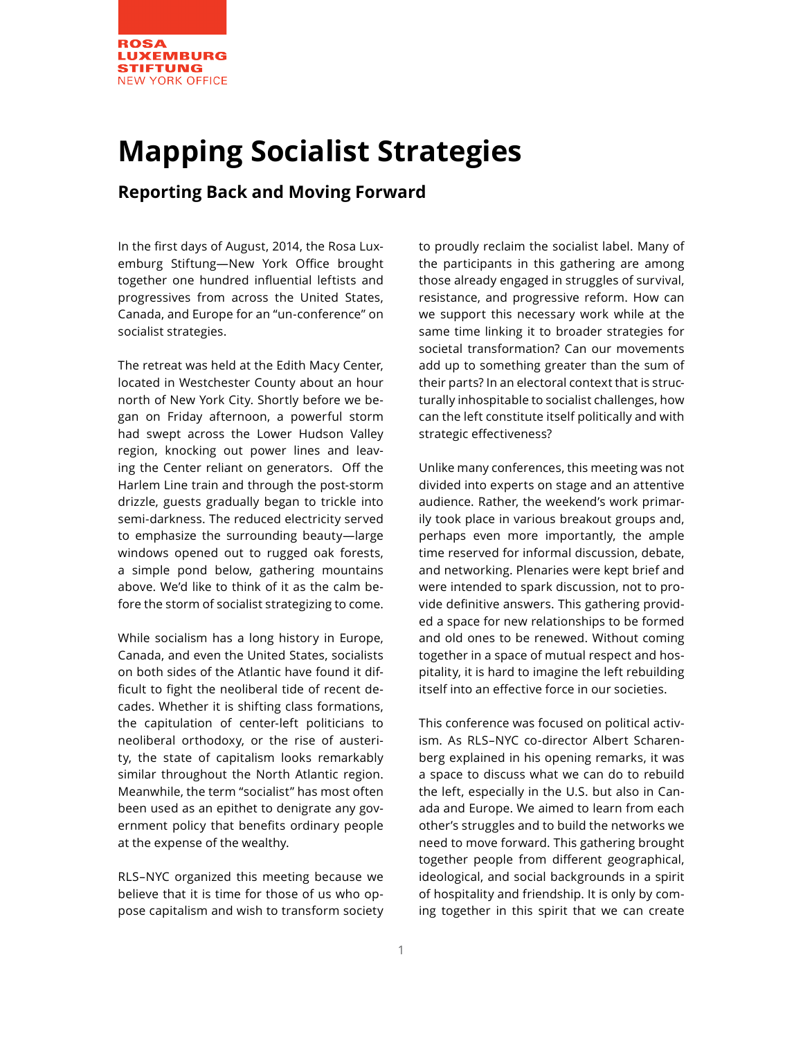# Mapping Socialist Strategies

## Reporting Back and Moving Forward

In the first days of August, 2014, the Rosa Luxemburg Stiftung—New York Office brought together one hundred influential leftists and progressives from across the United States, Canada, and Europe for an "un-conference" on socialist strategies.

The retreat was held at the Edith Macy Center, located in Westchester County about an hour north of New York City. Shortly before we began on Friday afternoon, a powerful storm had swept across the Lower Hudson Valley region, knocking out power lines and leaving the Center reliant on generators. Off the Harlem Line train and through the post-storm drizzle, guests gradually began to trickle into semi-darkness. The reduced electricity served to emphasize the surrounding beauty—large windows opened out to rugged oak forests, a simple pond below, gathering mountains above. We'd like to think of it as the calm before the storm of socialist strategizing to come.

While socialism has a long history in Europe, Canada, and even the United States, socialists on both sides of the Atlantic have found it difficult to fight the neoliberal tide of recent decades. Whether it is shifting class formations, the capitulation of center-left politicians to neoliberal orthodoxy, or the rise of austerity, the state of capitalism looks remarkably similar throughout the North Atlantic region. Meanwhile, the term "socialist" has most often been used as an epithet to denigrate any government policy that benefits ordinary people at the expense of the wealthy.

RLS–NYC organized this meeting because we believe that it is time for those of us who oppose capitalism and wish to transform society to proudly reclaim the socialist label. Many of the participants in this gathering are among those already engaged in struggles of survival, resistance, and progressive reform. How can we support this necessary work while at the same time linking it to broader strategies for societal transformation? Can our movements add up to something greater than the sum of their parts? In an electoral context that is structurally inhospitable to socialist challenges, how can the left constitute itself politically and with strategic effectiveness?

Unlike many conferences, this meeting was not divided into experts on stage and an attentive audience. Rather, the weekend's work primarily took place in various breakout groups and, perhaps even more importantly, the ample time reserved for informal discussion, debate, and networking. Plenaries were kept brief and were intended to spark discussion, not to provide definitive answers. This gathering provided a space for new relationships to be formed and old ones to be renewed. Without coming together in a space of mutual respect and hospitality, it is hard to imagine the left rebuilding itself into an effective force in our societies.

This conference was focused on political activism. As RLS–NYC co-director Albert Scharenberg explained in his opening remarks, it was a space to discuss what we can do to rebuild the left, especially in the U.S. but also in Canada and Europe. We aimed to learn from each other's struggles and to build the networks we need to move forward. This gathering brought together people from different geographical, ideological, and social backgrounds in a spirit of hospitality and friendship. It is only by coming together in this spirit that we can create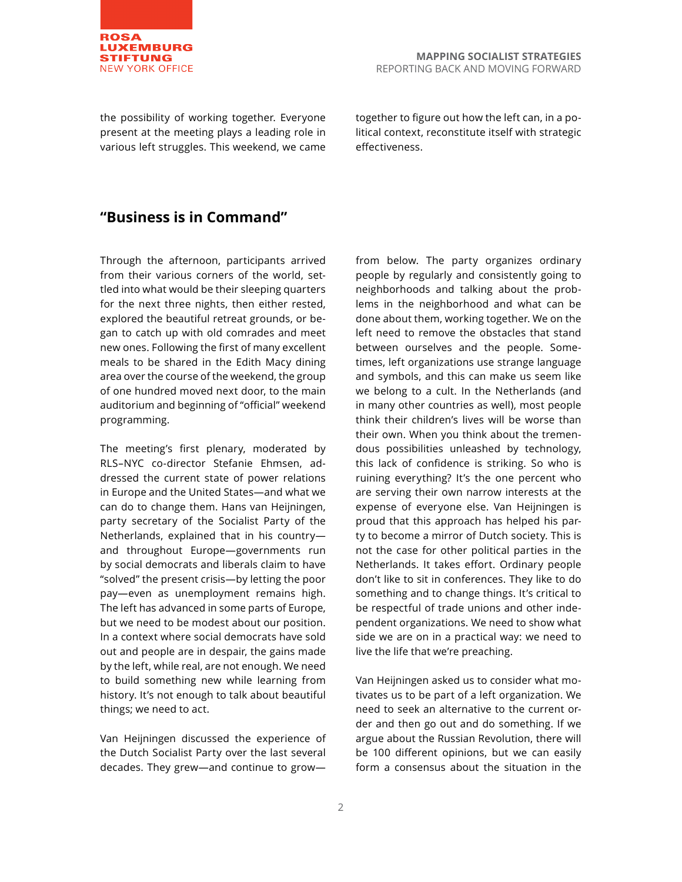the possibility of working together. Everyone present at the meeting plays a leading role in various left struggles. This weekend, we came together to figure out how the left can, in a political context, reconstitute itself with strategic effectiveness.

## "Business is in Command"

Through the afternoon, participants arrived from their various corners of the world, settled into what would be their sleeping quarters for the next three nights, then either rested, explored the beautiful retreat grounds, or began to catch up with old comrades and meet new ones. Following the first of many excellent meals to be shared in the Edith Macy dining area over the course of the weekend, the group of one hundred moved next door, to the main auditorium and beginning of "official" weekend programming.

The meeting's first plenary, moderated by RLS–NYC co-director Stefanie Ehmsen, addressed the current state of power relations in Europe and the United States—and what we can do to change them. Hans van Heijningen, party secretary of the Socialist Party of the Netherlands, explained that in his country—and throughout Europe—governments run by social democrats and liberals claim to have "solved" the present crisis—by letting the poor pay—even as unemployment remains high. The left has advanced in some parts of Europe, but we need to be modest about our position. In a context where social democrats have sold out and people are in despair, the gains made by the left, while real, are not enough. We need to build something new while learning from history. It's not enough to talk about beautiful things; we need to act.

Van Heijningen discussed the experience of the Dutch Socialist Party over the last several decades. They grew—and continue to grow—from below. The party organizes ordinary people by regularly and consistently going to neighborhoods and talking about the problems in the neighborhood and what can be done about them, working together. We on the left need to remove the obstacles that stand between ourselves and the people. Sometimes, left organizations use strange language and symbols, and this can make us seem like we belong to a cult. In the Netherlands (and in many other countries as well), most people think their children's lives will be worse than their own. When you think about the tremendous possibilities unleashed by technology, this lack of confidence is striking. So who is ruining everything? It's the one percent who are serving their own narrow interests at the expense of everyone else. Van Heijningen is proud that this approach has helped his party to become a mirror of Dutch society. This is not the case for other political parties in the Netherlands. It takes effort. Ordinary people don't like to sit in conferences. They like to do something and to change things. It's critical to be respectful of trade unions and other independent organizations. We need to show what side we are on in a practical way: we need to live the life that we're preaching.

Van Heijningen asked us to consider what motivates us to be part of a left organization. We need to seek an alternative to the current order and then go out and do something. If we argue about the Russian Revolution, there will be 100 different opinions, but we can easily form a consensus about the situation in the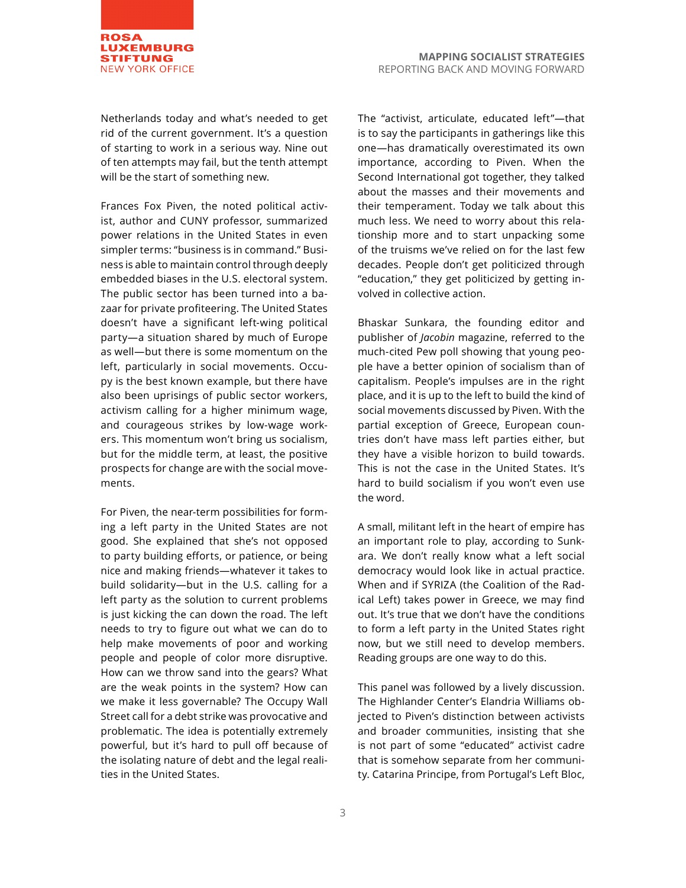Netherlands today and what's needed to get rid of the current government. It's a question of starting to work in a serious way. Nine out of ten attempts may fail, but the tenth attempt will be the start of something new.

Frances Fox Piven, the noted political activist, author and CUNY professor, summarized power relations in the United States in even simpler terms: "business is in command." Business is able to maintain control through deeply embedded biases in the U.S. electoral system. The public sector has been turned into a bazaar for private profiteering. The United States doesn't have a significant left-wing political party—a situation shared by much of Europe as well—but there is some momentum on the left, particularly in social movements. Occupy is the best known example, but there have also been uprisings of public sector workers, activism calling for a higher minimum wage, and courageous strikes by low-wage workers. This momentum won't bring us socialism, but for the middle term, at least, the positive prospects for change are with the social movements.

For Piven, the near-term possibilities for forming a left party in the United States are not good. She explained that she's not opposed to party building efforts, or patience, or being nice and making friends—whatever it takes to build solidarity—but in the U.S. calling for a left party as the solution to current problems is just kicking the can down the road. The left needs to try to figure out what we can do to help make movements of poor and working people and people of color more disruptive. How can we throw sand into the gears? What are the weak points in the system? How can we make it less governable? The Occupy Wall Street call for a debt strike was provocative and problematic. The idea is potentially extremely powerful, but it's hard to pull off because of the isolating nature of debt and the legal realities in the United States.

The "activist, articulate, educated left"—that is to say the participants in gatherings like this one—has dramatically overestimated its own importance, according to Piven. When the Second International got together, they talked about the masses and their movements and their temperament. Today we talk about this much less. We need to worry about this relationship more and to start unpacking some of the truisms we've relied on for the last few decades. People don't get politicized through "education," they get politicized by getting involved in collective action.

Bhaskar Sunkara, the founding editor and publisher of *Jacobin* magazine, referred to the much-cited Pew poll showing that young people have a better opinion of socialism than of capitalism. People's impulses are in the right place, and it is up to the left to build the kind of social movements discussed by Piven. With the partial exception of Greece, European countries don't have mass left parties either, but they have a visible horizon to build towards. This is not the case in the United States. It's hard to build socialism if you won't even use the word.

A small, militant left in the heart of empire has an important role to play, according to Sunkara. We don't really know what a left social democracy would look like in actual practice. When and if SYRIZA (the Coalition of the Radical Left) takes power in Greece, we may find out. It's true that we don't have the conditions to form a left party in the United States right now, but we still need to develop members. Reading groups are one way to do this.

This panel was followed by a lively discussion. The Highlander Center's Elandria Williams objected to Piven's distinction between activists and broader communities, insisting that she is not part of some "educated" activist cadre that is somehow separate from her community. Catarina Principe, from Portugal's Left Bloc,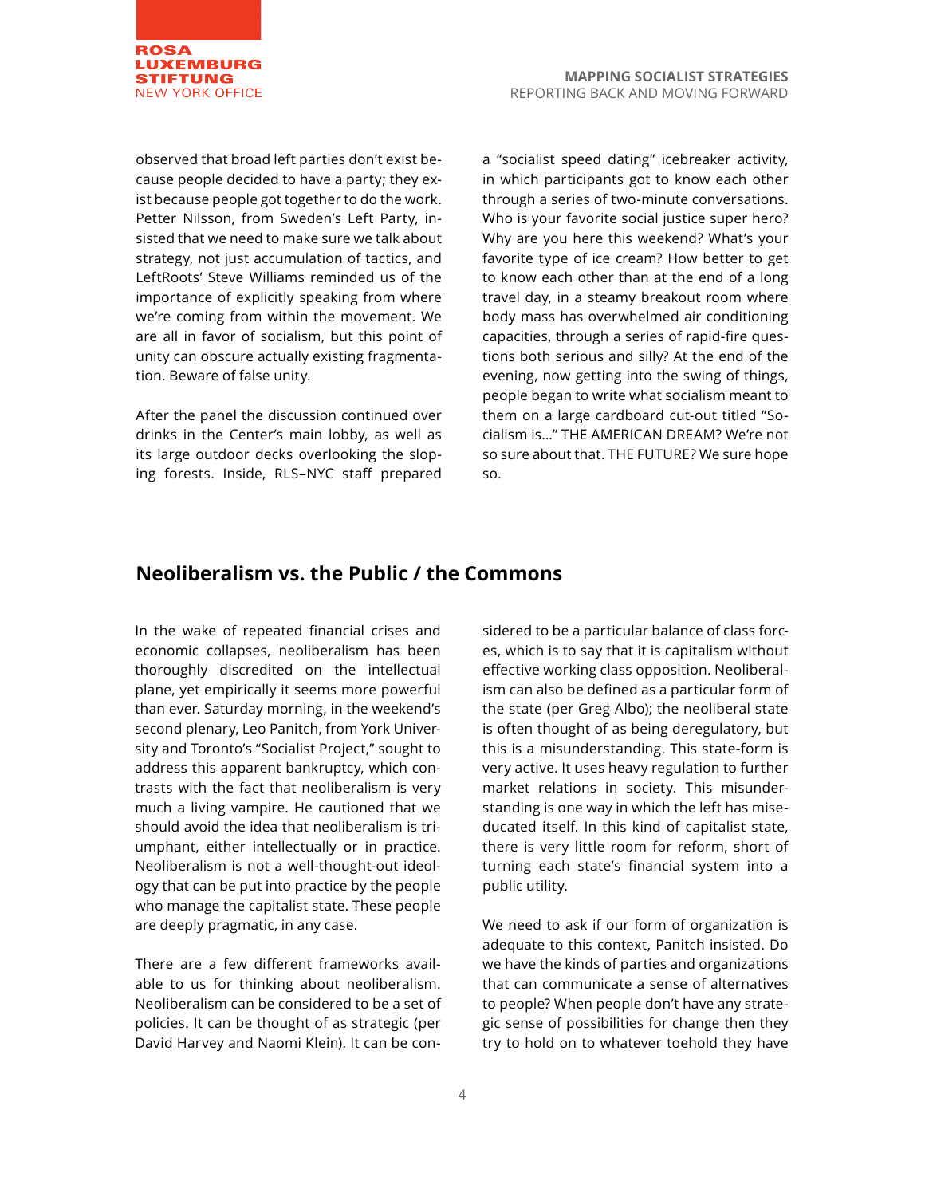observed that broad left parties don't exist because people decided to have a party; they exist because people got together to do the work. Petter Nilsson, from Sweden's Left Party, insisted that we need to make sure we talk about strategy, not just accumulation of tactics, and LeftRoots' Steve Williams reminded us of the importance of explicitly speaking from where we're coming from within the movement. We are all in favor of socialism, but this point of unity can obscure actually existing fragmentation. Beware of false unity.

After the panel the discussion continued over drinks in the Center's main lobby, as well as its large outdoor decks overlooking the sloping forests. Inside, RLS–NYC staff prepared a "socialist speed dating" icebreaker activity, in which participants got to know each other through a series of two-minute conversations. Who is your favorite social justice super hero? Why are you here this weekend? What's your favorite type of ice cream? How better to get to know each other than at the end of a long travel day, in a steamy breakout room where body mass has overwhelmed air conditioning capacities, through a series of rapid-fire questions both serious and silly? At the end of the evening, now getting into the swing of things, people began to write what socialism meant to them on a large cardboard cut-out titled "Socialism is..." THE AMERICAN DREAM? We're not so sure about that. THE FUTURE? We sure hope so.

## Neoliberalism vs. the Public / the Commons

In the wake of repeated financial crises and economic collapses, neoliberalism has been thoroughly discredited on the intellectual plane, yet empirically it seems more powerful than ever. Saturday morning, in the weekend's second plenary, Leo Panitch, from York University and Toronto's "Socialist Project," sought to address this apparent bankruptcy, which contrasts with the fact that neoliberalism is very much a living vampire. He cautioned that we should avoid the idea that neoliberalism is triumphant, either intellectually or in practice. Neoliberalism is not a well-thought-out ideology that can be put into practice by the people who manage the capitalist state. These people are deeply pragmatic, in any case.

There are a few different frameworks available to us for thinking about neoliberalism. Neoliberalism can be considered to be a set of policies. It can be thought of as strategic (per David Harvey and Naomi Klein). It can be considered to be a particular balance of class forces, which is to say that it is capitalism without effective working class opposition. Neoliberalism can also be defined as a particular form of the state (per Greg Albo); the neoliberal state is often thought of as being deregulatory, but this is a misunderstanding. This state-form is very active. It uses heavy regulation to further market relations in society. This misunderstanding is one way in which the left has miseducated itself. In this kind of capitalist state, there is very little room for reform, short of turning each state's financial system into a public utility.

We need to ask if our form of organization is adequate to this context, Panitch insisted. Do we have the kinds of parties and organizations that can communicate a sense of alternatives to people? When people don't have any strategic sense of possibilities for change then they try to hold on to whatever toehold they have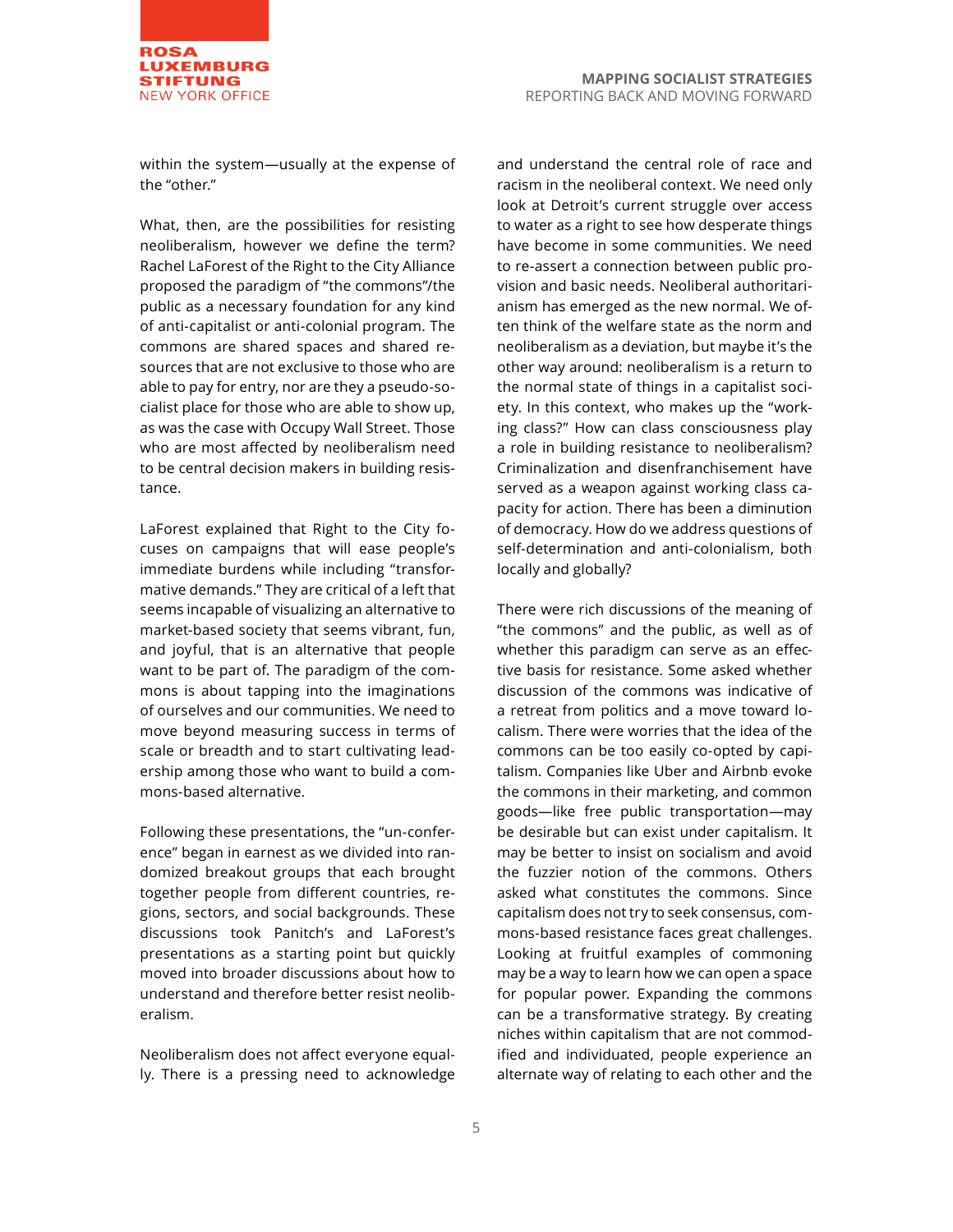within the system—usually at the expense of the "other."

What, then, are the possibilities for resisting neoliberalism, however we define the term? Rachel LaForest of the Right to the City Alliance proposed the paradigm of "the commons"/the public as a necessary foundation for any kind of anti-capitalist or anti-colonial program. The commons are shared spaces and shared resources that are not exclusive to those who are able to pay for entry, nor are they a pseudo-socialist place for those who are able to show up, as was the case with Occupy Wall Street. Those who are most affected by neoliberalism need to be central decision makers in building resistance.

LaForest explained that Right to the City focuses on campaigns that will ease people's immediate burdens while including "transformative demands." They are critical of a left that seems incapable of visualizing an alternative to market-based society that seems vibrant, fun, and joyful, that is an alternative that people want to be part of. The paradigm of the commons is about tapping into the imaginations of ourselves and our communities. We need to move beyond measuring success in terms of scale or breadth and to start cultivating leadership among those who want to build a commons-based alternative.

Following these presentations, the "un-conference" began in earnest as we divided into randomized breakout groups that each brought together people from different countries, regions, sectors, and social backgrounds. These discussions took Panitch's and LaForest's presentations as a starting point but quickly moved into broader discussions about how to understand and therefore better resist neoliberalism.

Neoliberalism does not affect everyone equally. There is a pressing need to acknowledge and understand the central role of race and racism in the neoliberal context. We need only look at Detroit's current struggle over access to water as a right to see how desperate things have become in some communities. We need to re-assert a connection between public provision and basic needs. Neoliberal authoritarianism has emerged as the new normal. We often think of the welfare state as the norm and neoliberalism as a deviation, but maybe it's the other way around: neoliberalism is a return to the normal state of things in a capitalist society. In this context, who makes up the "working class?" How can class consciousness play a role in building resistance to neoliberalism? Criminalization and disenfranchisement have served as a weapon against working class capacity for action. There has been a diminution of democracy. How do we address questions of self-determination and anti-colonialism, both locally and globally?

There were rich discussions of the meaning of "the commons" and the public, as well as of whether this paradigm can serve as an effective basis for resistance. Some asked whether discussion of the commons was indicative of a retreat from politics and a move toward localism. There were worries that the idea of the commons can be too easily co-opted by capitalism. Companies like Uber and Airbnb evoke the commons in their marketing, and common goods—like free public transportation—may be desirable but can exist under capitalism. It may be better to insist on socialism and avoid the fuzzier notion of the commons. Others asked what constitutes the commons. Since capitalism does not try to seek consensus, commons-based resistance faces great challenges. Looking at fruitful examples of commoning may be a way to learn how we can open a space for popular power. Expanding the commons can be a transformative strategy. By creating niches within capitalism that are not commodified and individuated, people experience an alternate way of relating to each other and the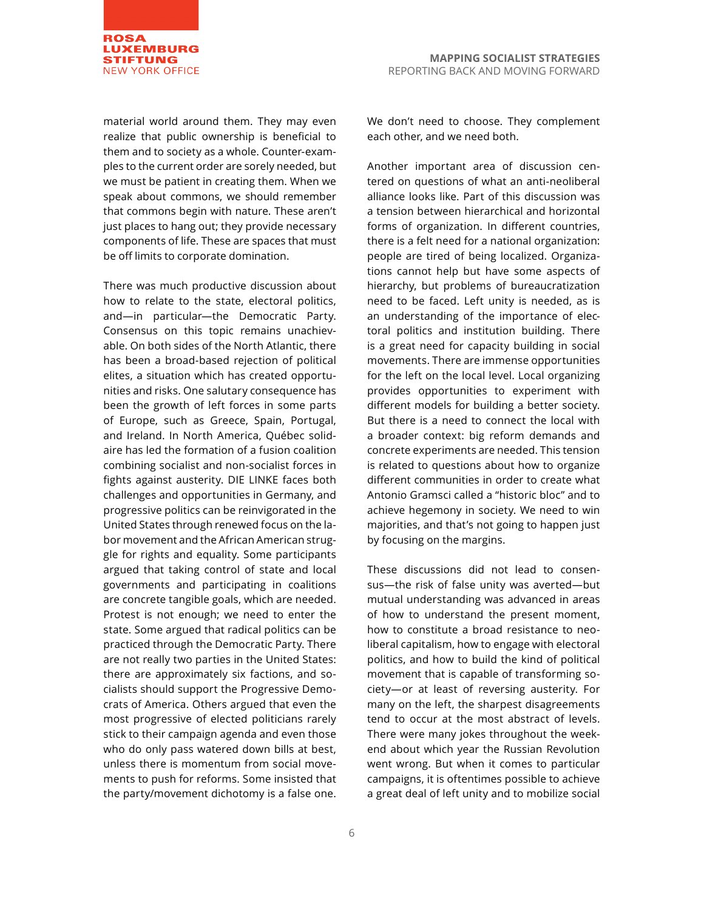material world around them. They may even realize that public ownership is beneficial to them and to society as a whole. Counter-examples to the current order are sorely needed, but we must be patient in creating them. When we speak about commons, we should remember that commons begin with nature. These aren't just places to hang out; they provide necessary components of life. These are spaces that must be off limits to corporate domination.

There was much productive discussion about how to relate to the state, electoral politics, and—in particular—the Democratic Party. Consensus on this topic remains unachievable. On both sides of the North Atlantic, there has been a broad-based rejection of political elites, a situation which has created opportunities and risks. One salutary consequence has been the growth of left forces in some parts of Europe, such as Greece, Spain, Portugal, and Ireland. In North America, Québec solidaire has led the formation of a fusion coalition combining socialist and non-socialist forces in fights against austerity. DIE LINKE faces both challenges and opportunities in Germany, and progressive politics can be reinvigorated in the United States through renewed focus on the labor movement and the African American struggle for rights and equality. Some participants argued that taking control of state and local governments and participating in coalitions are concrete tangible goals, which are needed. Protest is not enough; we need to enter the state. Some argued that radical politics can be practiced through the Democratic Party. There are not really two parties in the United States: there are approximately six factions, and socialists should support the Progressive Democrats of America. Others argued that even the most progressive of elected politicians rarely stick to their campaign agenda and even those who do only pass watered down bills at best, unless there is momentum from social movements to push for reforms. Some insisted that the party/movement dichotomy is a false one. We don't need to choose. They complement each other, and we need both.

Another important area of discussion centered on questions of what an anti-neoliberal alliance looks like. Part of this discussion was a tension between hierarchical and horizontal forms of organization. In different countries, there is a felt need for a national organization: people are tired of being localized. Organizations cannot help but have some aspects of hierarchy, but problems of bureaucratization need to be faced. Left unity is needed, as is an understanding of the importance of electoral politics and institution building. There is a great need for capacity building in social movements. There are immense opportunities for the left on the local level. Local organizing provides opportunities to experiment with different models for building a better society. But there is a need to connect the local with a broader context: big reform demands and concrete experiments are needed. This tension is related to questions about how to organize different communities in order to create what Antonio Gramsci called a "historic bloc" and to achieve hegemony in society. We need to win majorities, and that's not going to happen just by focusing on the margins.

These discussions did not lead to consensus—the risk of false unity was averted—but mutual understanding was advanced in areas of how to understand the present moment, how to constitute a broad resistance to neoliberal capitalism, how to engage with electoral politics, and how to build the kind of political movement that is capable of transforming society—or at least of reversing austerity. For many on the left, the sharpest disagreements tend to occur at the most abstract of levels. There were many jokes throughout the weekend about which year the Russian Revolution went wrong. But when it comes to particular campaigns, it is oftentimes possible to achieve a great deal of left unity and to mobilize social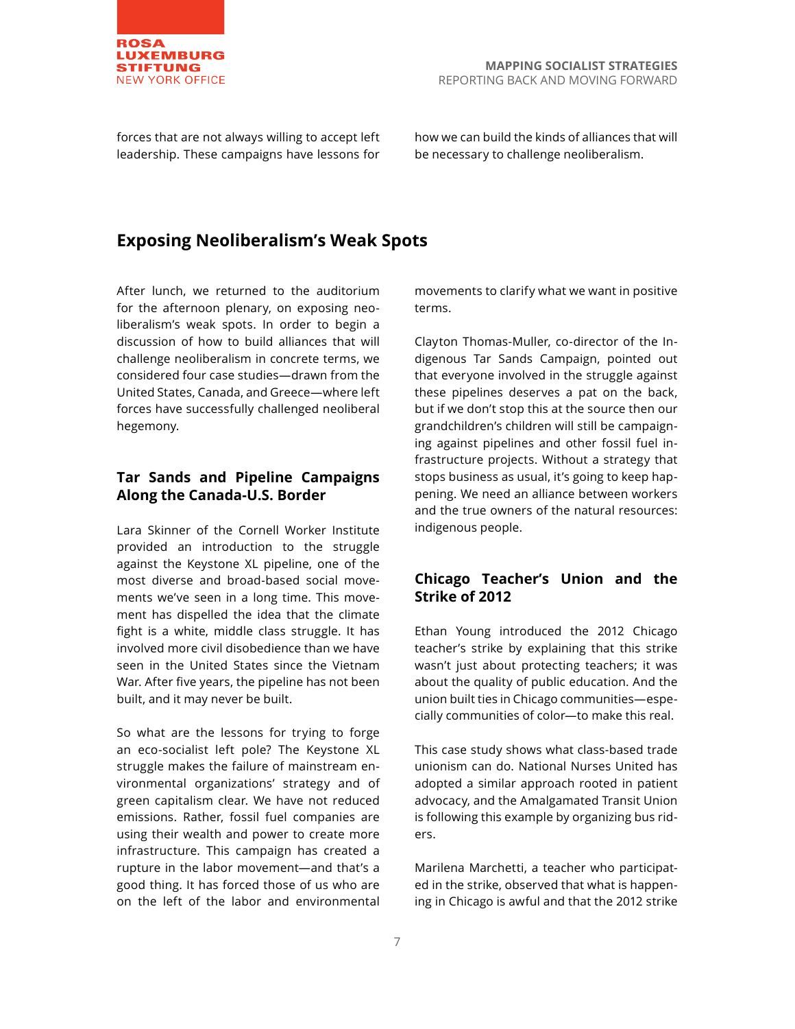forces that are not always willing to accept left leadership. These campaigns have lessons for how we can build the kinds of alliances that will be necessary to challenge neoliberalism.

## Exposing Neoliberalism's Weak Spots

After lunch, we returned to the auditorium for the afternoon plenary, on exposing neoliberalism's weak spots. In order to begin a discussion of how to build alliances that will challenge neoliberalism in concrete terms, we considered four case studies—drawn from the United States, Canada, and Greece—where left forces have successfully challenged neoliberal hegemony.

### Tar Sands and Pipeline Campaigns Along the Canada-U.S. Border

Lara Skinner of the Cornell Worker Institute provided an introduction to the struggle against the Keystone XL pipeline, one of the most diverse and broad-based social movements we've seen in a long time. This movement has dispelled the idea that the climate fight is a white, middle class struggle. It has involved more civil disobedience than we have seen in the United States since the Vietnam War. After five years, the pipeline has not been built, and it may never be built.

So what are the lessons for trying to forge an eco-socialist left pole? The Keystone XL struggle makes the failure of mainstream environmental organizations' strategy and of green capitalism clear. We have not reduced emissions. Rather, fossil fuel companies are using their wealth and power to create more infrastructure. This campaign has created a rupture in the labor movement—and that's a good thing. It has forced those of us who are on the left of the labor and environmental movements to clarify what we want in positive terms.

Clayton Thomas-Muller, co-director of the Indigenous Tar Sands Campaign, pointed out that everyone involved in the struggle against these pipelines deserves a pat on the back, but if we don't stop this at the source then our grandchildren's children will still be campaigning against pipelines and other fossil fuel infrastructure projects. Without a strategy that stops business as usual, it's going to keep happening. We need an alliance between workers and the true owners of the natural resources: indigenous people.

### Chicago Teacher's Union and the Strike of 2012

Ethan Young introduced the 2012 Chicago teacher's strike by explaining that this strike wasn't just about protecting teachers; it was about the quality of public education. And the union built ties in Chicago communities—especially communities of color—to make this real.

This case study shows what class-based trade unionism can do. National Nurses United has adopted a similar approach rooted in patient advocacy, and the Amalgamated Transit Union is following this example by organizing bus riders.

Marilena Marchetti, a teacher who participated in the strike, observed that what is happening in Chicago is awful and that the 2012 strike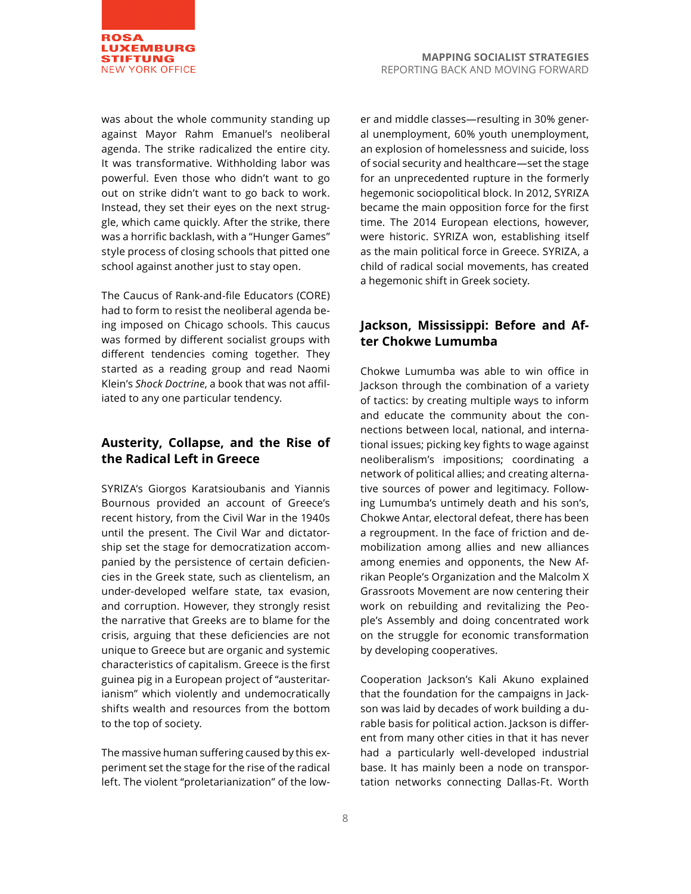was about the whole community standing up against Mayor Rahm Emanuel's neoliberal agenda. The strike radicalized the entire city. It was transformative. Withholding labor was powerful. Even those who didn't want to go out on strike didn't want to go back to work. Instead, they set their eyes on the next struggle, which came quickly. After the strike, there was a horrific backlash, with a "Hunger Games" style process of closing schools that pitted one school against another just to stay open.

The Caucus of Rank-and-file Educators (CORE) had to form to resist the neoliberal agenda being imposed on Chicago schools. This caucus was formed by different socialist groups with different tendencies coming together. They started as a reading group and read Naomi Klein's *Shock Doctrine*, a book that was not affiliated to any one particular tendency.

## Austerity, Collapse, and the Rise of the Radical Left in Greece

SYRIZA's Giorgos Karatsioubanis and Yiannis Bournous provided an account of Greece's recent history, from the Civil War in the 1940s until the present. The Civil War and dictatorship set the stage for democratization accompanied by the persistence of certain deficiencies in the Greek state, such as clientelism, an under-developed welfare state, tax evasion, and corruption. However, they strongly resist the narrative that Greeks are to blame for the crisis, arguing that these deficiencies are not unique to Greece but are organic and systemic characteristics of capitalism. Greece is the first guinea pig in a European project of "austeritarianism" which violently and undemocratically shifts wealth and resources from the bottom to the top of society.

The massive human suffering caused by this experiment set the stage for the rise of the radical left. The violent "proletarianization" of the lower and middle classes—resulting in 30% general unemployment, 60% youth unemployment, an explosion of homelessness and suicide, loss of social security and healthcare—set the stage for an unprecedented rupture in the formerly hegemonic sociopolitical block. In 2012, SYRIZA became the main opposition force for the first time. The 2014 European elections, however, were historic. SYRIZA won, establishing itself as the main political force in Greece. SYRIZA, a child of radical social movements, has created a hegemonic shift in Greek society.

## Jackson, Mississippi: Before and After Chokwe Lumumba

Chokwe Lumumba was able to win office in Jackson through the combination of a variety of tactics: by creating multiple ways to inform and educate the community about the connections between local, national, and international issues; picking key fights to wage against neoliberalism's impositions; coordinating a network of political allies; and creating alternative sources of power and legitimacy. Following Lumumba's untimely death and his son's, Chokwe Antar, electoral defeat, there has been a regroupment. In the face of friction and demobilization among allies and new alliances among enemies and opponents, the New Afrikan People's Organization and the Malcolm X Grassroots Movement are now centering their work on rebuilding and revitalizing the People's Assembly and doing concentrated work on the struggle for economic transformation by developing cooperatives.

Cooperation Jackson's Kali Akuno explained that the foundation for the campaigns in Jackson was laid by decades of work building a durable basis for political action. Jackson is different from many other cities in that it has never had a particularly well-developed industrial base. It has mainly been a node on transportation networks connecting Dallas-Ft. Worth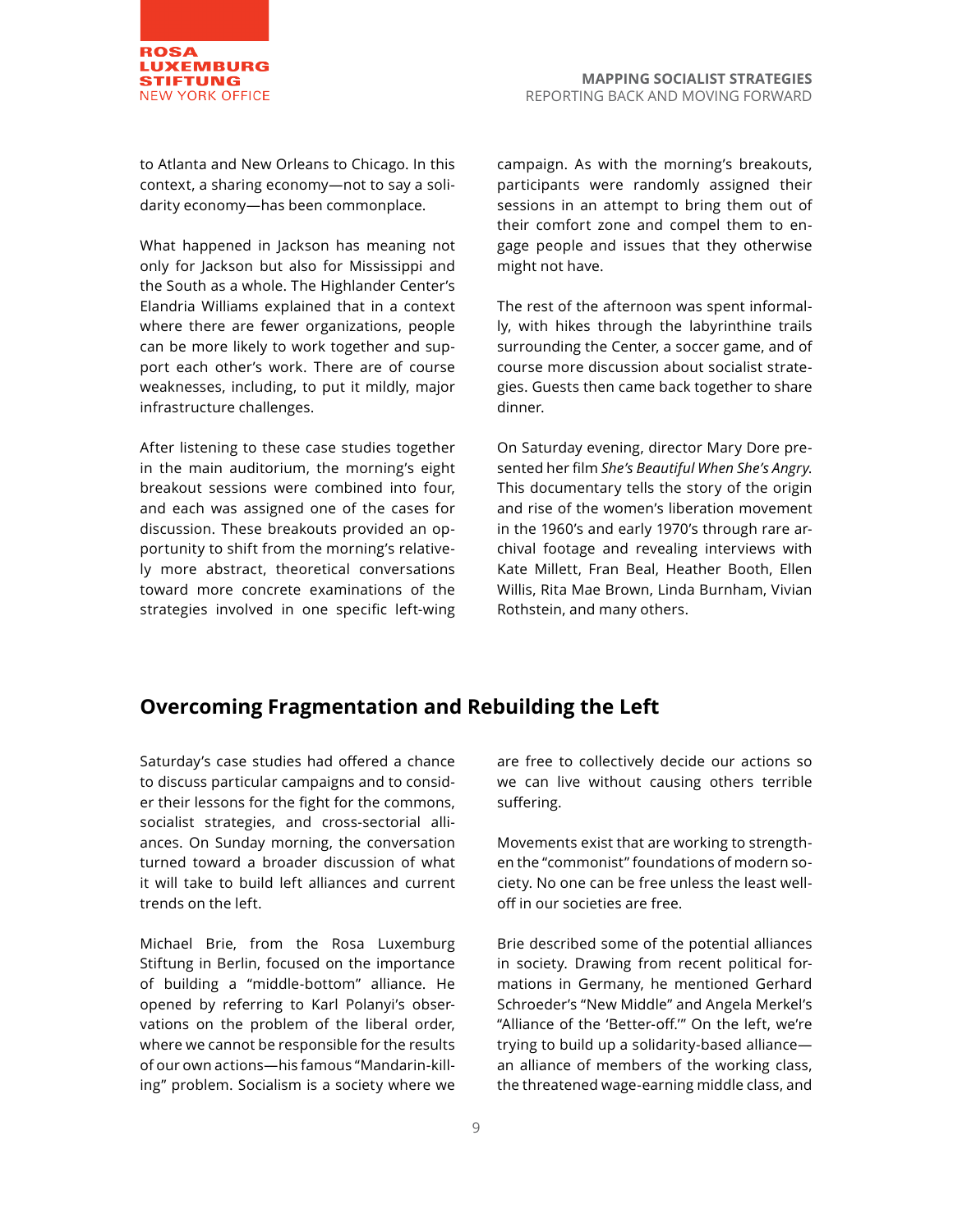to Atlanta and New Orleans to Chicago. In this context, a sharing economy—not to say a solidarity economy—has been commonplace.

What happened in Jackson has meaning not only for Jackson but also for Mississippi and the South as a whole. The Highlander Center's Elandria Williams explained that in a context where there are fewer organizations, people can be more likely to work together and support each other's work. There are of course weaknesses, including, to put it mildly, major infrastructure challenges.

After listening to these case studies together in the main auditorium, the morning's eight breakout sessions were combined into four, and each was assigned one of the cases for discussion. These breakouts provided an opportunity to shift from the morning's relatively more abstract, theoretical conversations toward more concrete examinations of the strategies involved in one specific left-wing campaign. As with the morning's breakouts, participants were randomly assigned their sessions in an attempt to bring them out of their comfort zone and compel them to engage people and issues that they otherwise might not have.

The rest of the afternoon was spent informally, with hikes through the labyrinthine trails surrounding the Center, a soccer game, and of course more discussion about socialist strategies. Guests then came back together to share dinner.

On Saturday evening, director Mary Dore presented her film *She's Beautiful When She's Angry.* This documentary tells the story of the origin and rise of the women's liberation movement in the 1960's and early 1970's through rare archival footage and revealing interviews with Kate Millett, Fran Beal, Heather Booth, Ellen Willis, Rita Mae Brown, Linda Burnham, Vivian Rothstein, and many others.

## Overcoming Fragmentation and Rebuilding the Left

Saturday's case studies had offered a chance to discuss particular campaigns and to consider their lessons for the fight for the commons, socialist strategies, and cross-sectorial alliances. On Sunday morning, the conversation turned toward a broader discussion of what it will take to build left alliances and current trends on the left.

Michael Brie, from the Rosa Luxemburg Stiftung in Berlin, focused on the importance of building a "middle-bottom" alliance. He opened by referring to Karl Polanyi's observations on the problem of the liberal order, where we cannot be responsible for the results of our own actions—his famous "Mandarin-killing" problem. Socialism is a society where we are free to collectively decide our actions so we can live without causing others terrible suffering.

Movements exist that are working to strengthen the "commonist" foundations of modern society. No one can be free unless the least well-off in our societies are free.

Brie described some of the potential alliances in society. Drawing from recent political formations in Germany, he mentioned Gerhard Schroeder's "New Middle" and Angela Merkel's "Alliance of the 'Better-off.'" On the left, we're trying to build up a solidarity-based alliance—an alliance of members of the working class, the threatened wage-earning middle class, and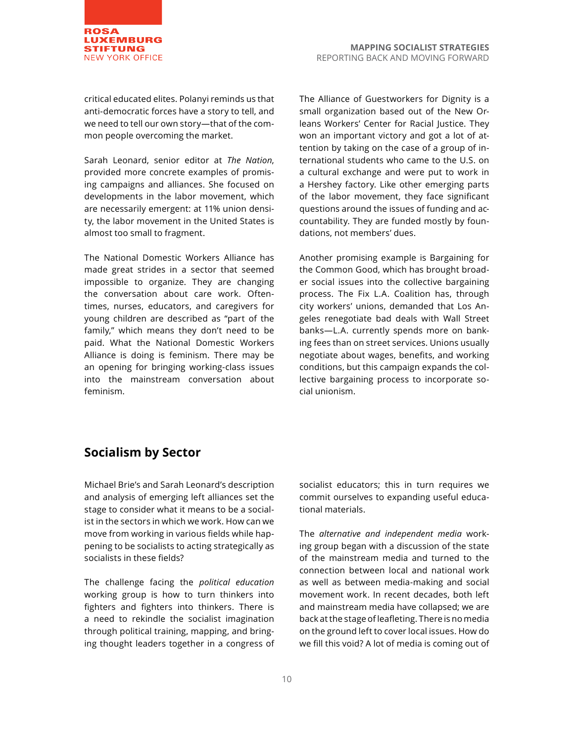critical educated elites. Polanyi reminds us that anti-democratic forces have a story to tell, and we need to tell our own story—that of the common people overcoming the market.

Sarah Leonard, senior editor at *The Nation*, provided more concrete examples of promising campaigns and alliances. She focused on developments in the labor movement, which are necessarily emergent: at 11% union density, the labor movement in the United States is almost too small to fragment.

The National Domestic Workers Alliance has made great strides in a sector that seemed impossible to organize. They are changing the conversation about care work. Oftentimes, nurses, educators, and caregivers for young children are described as "part of the family," which means they don't need to be paid. What the National Domestic Workers Alliance is doing is feminism. There may be an opening for bringing working-class issues into the mainstream conversation about feminism.

The Alliance of Guestworkers for Dignity is a small organization based out of the New Orleans Workers' Center for Racial Justice. They won an important victory and got a lot of attention by taking on the case of a group of international students who came to the U.S. on a cultural exchange and were put to work in a Hershey factory. Like other emerging parts of the labor movement, they face significant questions around the issues of funding and accountability. They are funded mostly by foundations, not members' dues.

Another promising example is Bargaining for the Common Good, which has brought broader social issues into the collective bargaining process. The Fix L.A. Coalition has, through city workers' unions, demanded that Los Angeles renegotiate bad deals with Wall Street banks—L.A. currently spends more on banking fees than on street services. Unions usually negotiate about wages, benefits, and working conditions, but this campaign expands the collective bargaining process to incorporate social unionism.

## Socialism by Sector

Michael Brie's and Sarah Leonard's description and analysis of emerging left alliances set the stage to consider what it means to be a socialist in the sectors in which we work. How can we move from working in various fields while happening to be socialists to acting strategically as socialists in these fields?

The challenge facing the *political education* working group is how to turn thinkers into fighters and fighters into thinkers. There is a need to rekindle the socialist imagination through political training, mapping, and bringing thought leaders together in a congress of socialist educators; this in turn requires we commit ourselves to expanding useful educational materials.

The *alternative and independent media* working group began with a discussion of the state of the mainstream media and turned to the connection between local and national work as well as between media-making and social movement work. In recent decades, both left and mainstream media have collapsed; we are back at the stage of leafleting. There is no media on the ground left to cover local issues. How do we fill this void? A lot of media is coming out of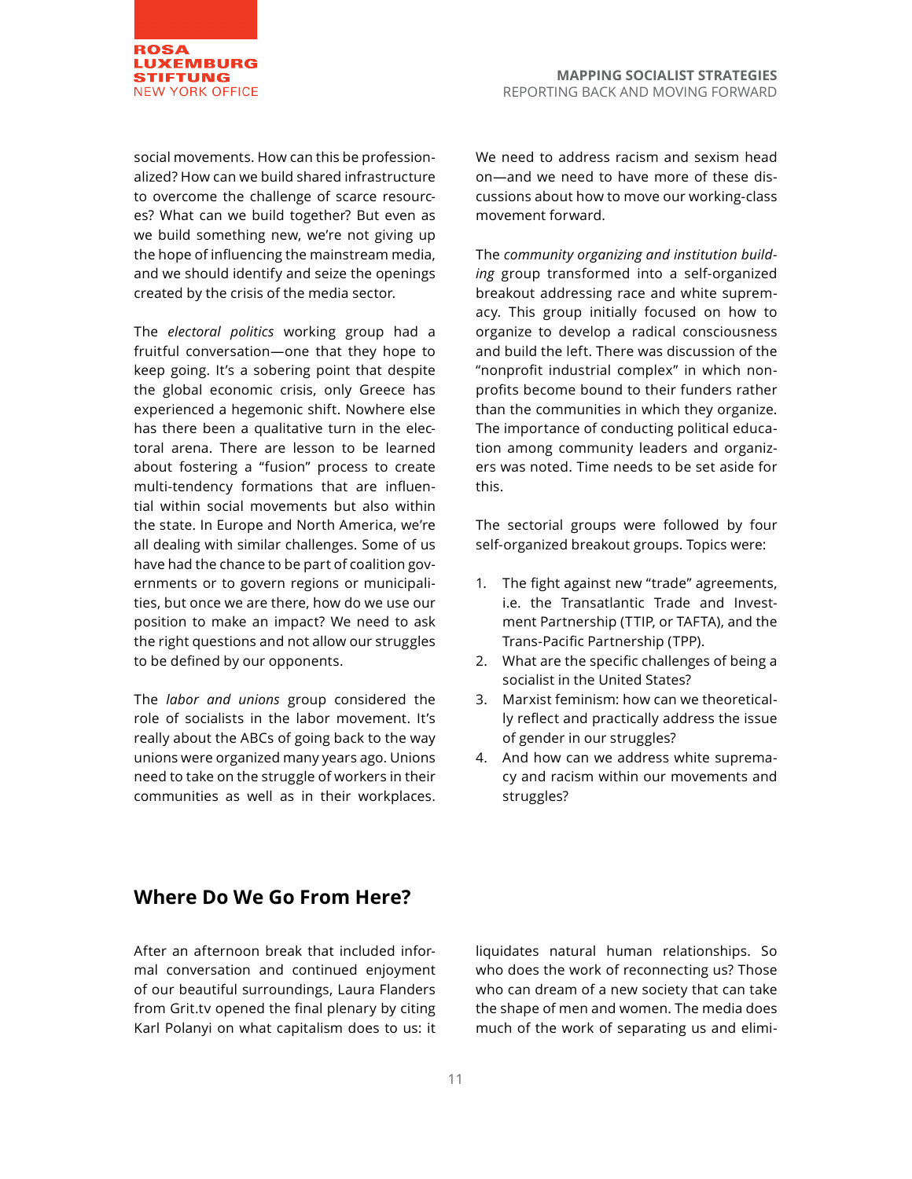social movements. How can this be professionalized? How can we build shared infrastructure to overcome the challenge of scarce resources? What can we build together? But even as we build something new, we're not giving up the hope of influencing the mainstream media, and we should identify and seize the openings created by the crisis of the media sector.

The *electoral politics* working group had a fruitful conversation—one that they hope to keep going. It's a sobering point that despite the global economic crisis, only Greece has experienced a hegemonic shift. Nowhere else has there been a qualitative turn in the electoral arena. There are lesson to be learned about fostering a "fusion" process to create multi-tendency formations that are influential within social movements but also within the state. In Europe and North America, we're all dealing with similar challenges. Some of us have had the chance to be part of coalition governments or to govern regions or municipalities, but once we are there, how do we use our position to make an impact? We need to ask the right questions and not allow our struggles to be defined by our opponents.

The *labor and unions* group considered the role of socialists in the labor movement. It's really about the ABCs of going back to the way unions were organized many years ago. Unions need to take on the struggle of workers in their communities as well as in their workplaces. We need to address racism and sexism head on—and we need to have more of these discussions about how to move our working-class movement forward.

The *community organizing and institution building* group transformed into a self-organized breakout addressing race and white supremacy. This group initially focused on how to organize to develop a radical consciousness and build the left. There was discussion of the "nonprofit industrial complex" in which nonprofits become bound to their funders rather than the communities in which they organize. The importance of conducting political education among community leaders and organizers was noted. Time needs to be set aside for this.

The sectorial groups were followed by four self-organized breakout groups. Topics were:

1. The fight against new "trade" agreements, i.e. the Transatlantic Trade and Investment Partnership (TTIP, or TAFTA), and the Trans-Pacific Partnership (TPP).
2. What are the specific challenges of being a socialist in the United States?
3. Marxist feminism: how can we theoretically reflect and practically address the issue of gender in our struggles?
4. And how can we address white supremacy and racism within our movements and struggles?

## Where Do We Go From Here?

After an afternoon break that included informal conversation and continued enjoyment of our beautiful surroundings, Laura Flanders from Grit.tv opened the final plenary by citing Karl Polanyi on what capitalism does to us: it liquidates natural human relationships. So who does the work of reconnecting us? Those who can dream of a new society that can take the shape of men and women. The media does much of the work of separating us and elimi-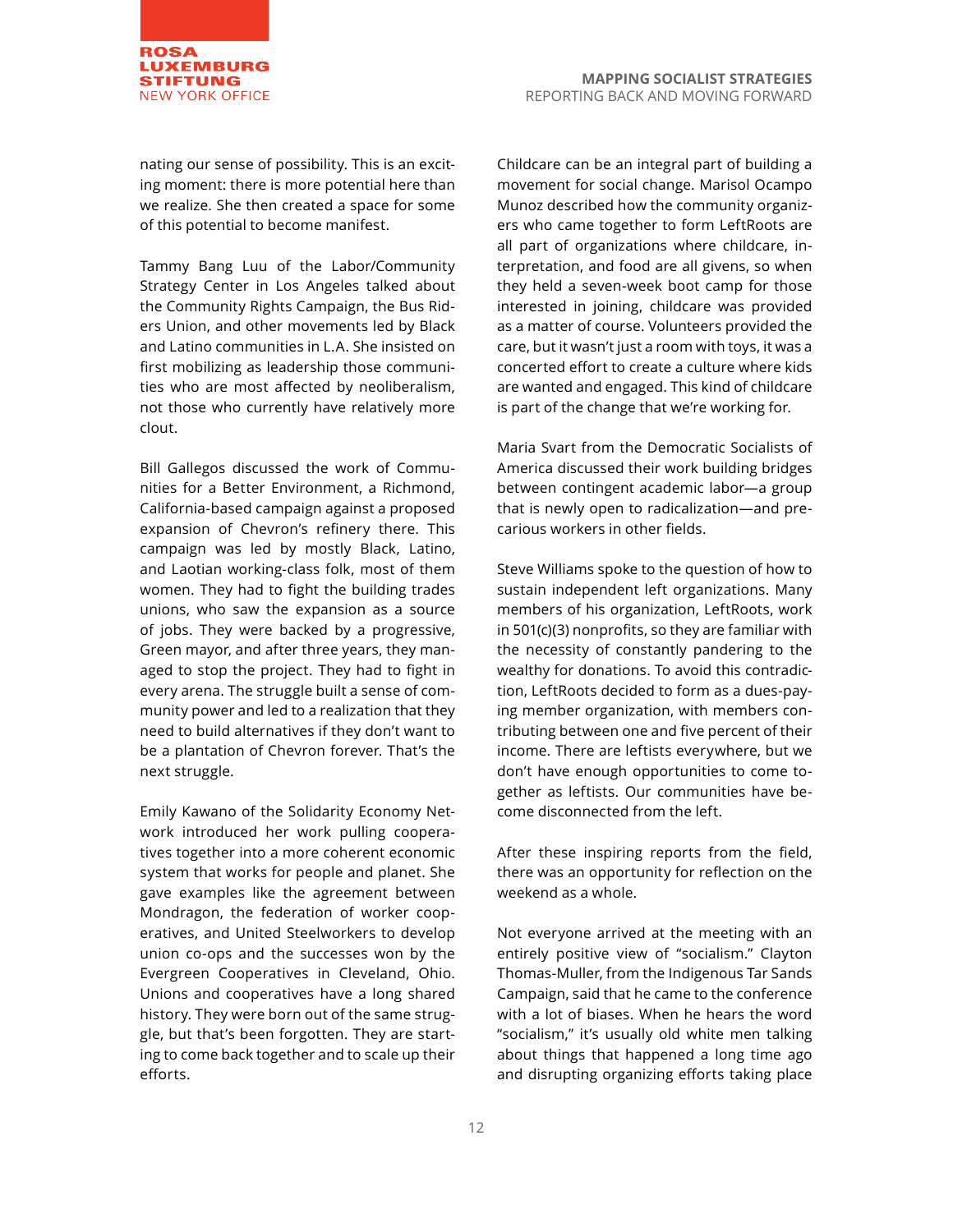nating our sense of possibility. This is an exciting moment: there is more potential here than we realize. She then created a space for some of this potential to become manifest.

Tammy Bang Luu of the Labor/Community Strategy Center in Los Angeles talked about the Community Rights Campaign, the Bus Riders Union, and other movements led by Black and Latino communities in L.A. She insisted on first mobilizing as leadership those communities who are most affected by neoliberalism, not those who currently have relatively more clout.

Bill Gallegos discussed the work of Communities for a Better Environment, a Richmond, California-based campaign against a proposed expansion of Chevron's refinery there. This campaign was led by mostly Black, Latino, and Laotian working-class folk, most of them women. They had to fight the building trades unions, who saw the expansion as a source of jobs. They were backed by a progressive, Green mayor, and after three years, they managed to stop the project. They had to fight in every arena. The struggle built a sense of community power and led to a realization that they need to build alternatives if they don't want to be a plantation of Chevron forever. That's the next struggle.

Emily Kawano of the Solidarity Economy Network introduced her work pulling cooperatives together into a more coherent economic system that works for people and planet. She gave examples like the agreement between Mondragon, the federation of worker cooperatives, and United Steelworkers to develop union co-ops and the successes won by the Evergreen Cooperatives in Cleveland, Ohio. Unions and cooperatives have a long shared history. They were born out of the same struggle, but that's been forgotten. They are starting to come back together and to scale up their efforts.

Childcare can be an integral part of building a movement for social change. Marisol Ocampo Munoz described how the community organizers who came together to form LeftRoots are all part of organizations where childcare, interpretation, and food are all givens, so when they held a seven-week boot camp for those interested in joining, childcare was provided as a matter of course. Volunteers provided the care, but it wasn't just a room with toys, it was a concerted effort to create a culture where kids are wanted and engaged. This kind of childcare is part of the change that we're working for.

Maria Svart from the Democratic Socialists of America discussed their work building bridges between contingent academic labor—a group that is newly open to radicalization—and precarious workers in other fields.

Steve Williams spoke to the question of how to sustain independent left organizations. Many members of his organization, LeftRoots, work in 501(c)(3) nonprofits, so they are familiar with the necessity of constantly pandering to the wealthy for donations. To avoid this contradiction, LeftRoots decided to form as a dues-paying member organization, with members contributing between one and five percent of their income. There are leftists everywhere, but we don't have enough opportunities to come together as leftists. Our communities have become disconnected from the left.

After these inspiring reports from the field, there was an opportunity for reflection on the weekend as a whole.

Not everyone arrived at the meeting with an entirely positive view of "socialism." Clayton Thomas-Muller, from the Indigenous Tar Sands Campaign, said that he came to the conference with a lot of biases. When he hears the word "socialism," it's usually old white men talking about things that happened a long time ago and disrupting organizing efforts taking place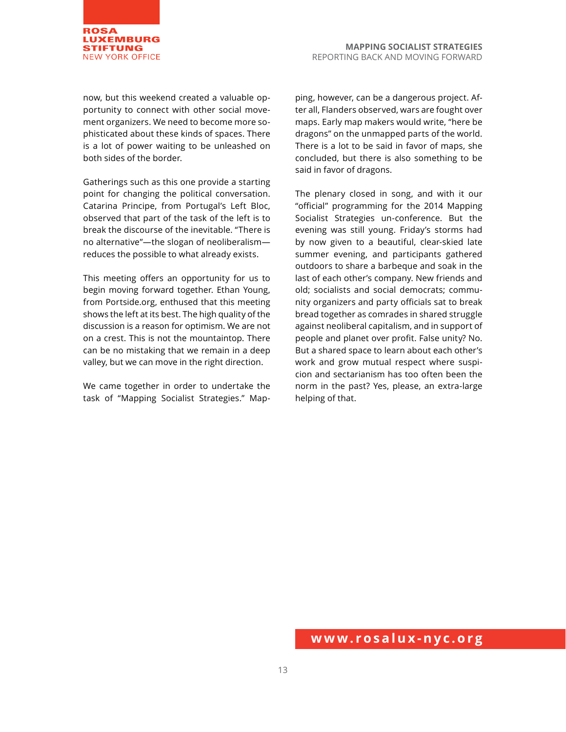now, but this weekend created a valuable opportunity to connect with other social movement organizers. We need to become more sophisticated about these kinds of spaces. There is a lot of power waiting to be unleashed on both sides of the border.

Gatherings such as this one provide a starting point for changing the political conversation. Catarina Principe, from Portugal's Left Bloc, observed that part of the task of the left is to break the discourse of the inevitable. "There is no alternative"—the slogan of neoliberalism—reduces the possible to what already exists.

This meeting offers an opportunity for us to begin moving forward together. Ethan Young, from Portside.org, enthused that this meeting shows the left at its best. The high quality of the discussion is a reason for optimism. We are not on a crest. This is not the mountaintop. There can be no mistaking that we remain in a deep valley, but we can move in the right direction.

We came together in order to undertake the task of "Mapping Socialist Strategies." Mapping, however, can be a dangerous project. After all, Flanders observed, wars are fought over maps. Early map makers would write, "here be dragons" on the unmapped parts of the world. There is a lot to be said in favor of maps, she concluded, but there is also something to be said in favor of dragons.

The plenary closed in song, and with it our "official" programming for the 2014 Mapping Socialist Strategies un-conference. But the evening was still young. Friday's storms had by now given to a beautiful, clear-skied late summer evening, and participants gathered outdoors to share a barbeque and soak in the last of each other's company. New friends and old; socialists and social democrats; community organizers and party officials sat to break bread together as comrades in shared struggle against neoliberal capitalism, and in support of people and planet over profit. False unity? No. But a shared space to learn about each other's work and grow mutual respect where suspicion and sectarianism has too often been the norm in the past? Yes, please, an extra-large helping of that.

**www.rosalux-nyc.org**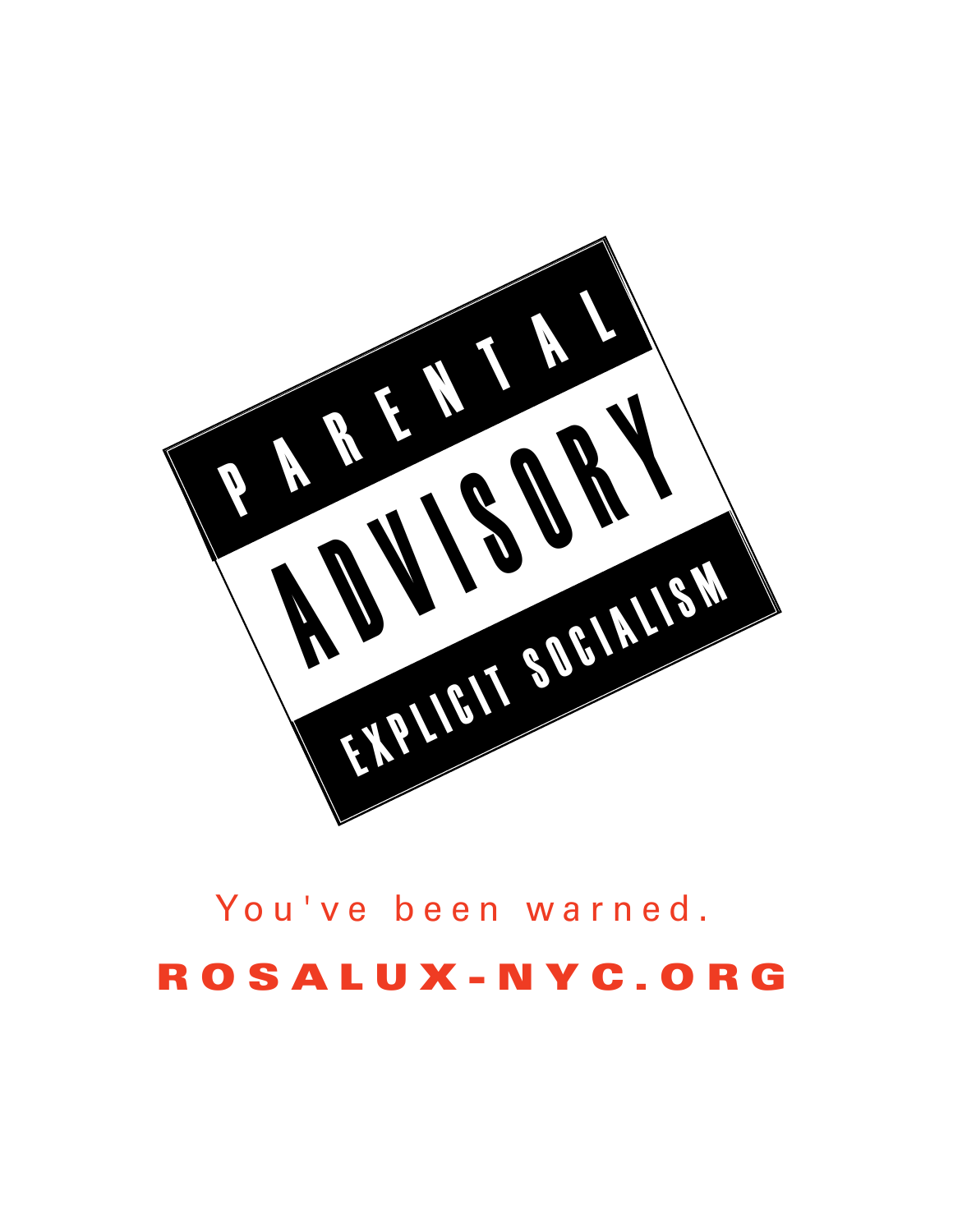PARENTAL

ADVISORY

EXPLICIT SOCIALISM

You've been warned.

**ROSALUX-NYC.ORG**